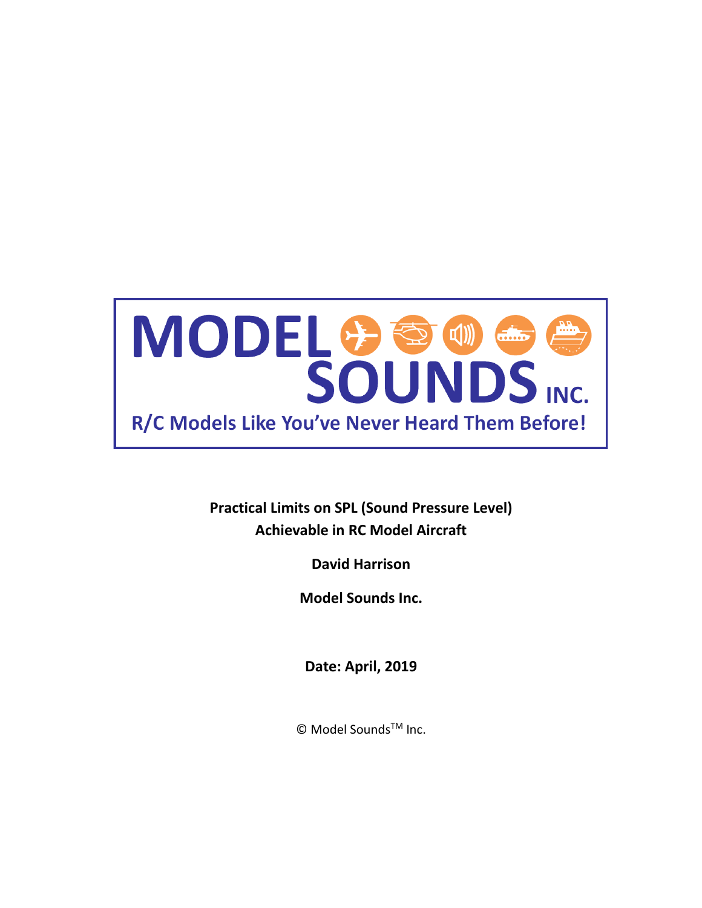MODEL SOUNDS INC.

R/C Models Like You've Never Heard Them Before!

# Practical Limits on SPL (Sound Pressure Level) Achievable in RC Model Aircraft

**David Harrison**

**Model Sounds Inc.**

**Date: April, 2019**

© Model Sounds™ Inc.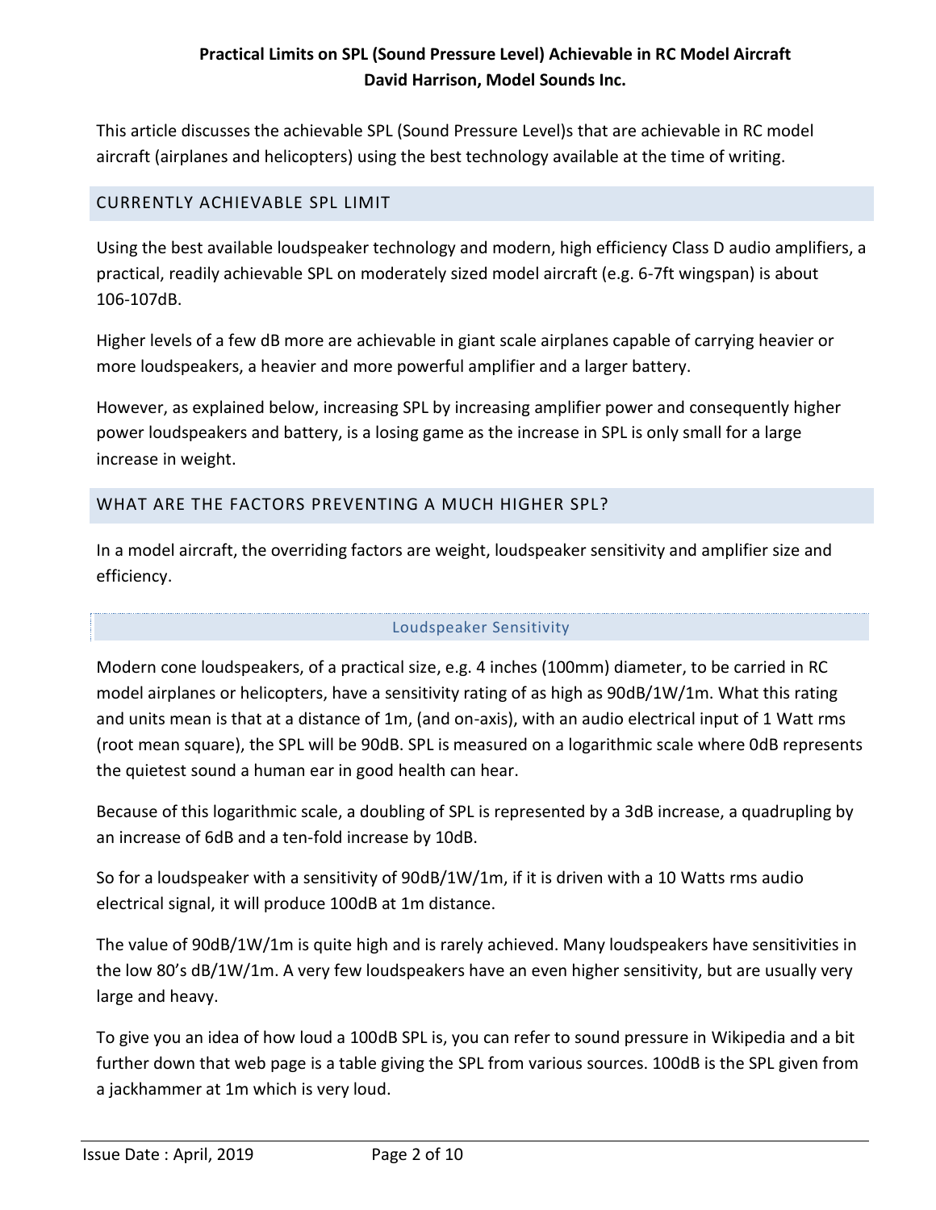**Practical Limits on SPL (Sound Pressure Level) Achievable in RC Model Aircraft**
**David Harrison, Model Sounds Inc.**

This article discusses the achievable SPL (Sound Pressure Level)s that are achievable in RC model aircraft (airplanes and helicopters) using the best technology available at the time of writing.

## CURRENTLY ACHIEVABLE SPL LIMIT

Using the best available loudspeaker technology and modern, high efficiency Class D audio amplifiers, a practical, readily achievable SPL on moderately sized model aircraft (e.g. 6-7ft wingspan) is about 106-107dB.

Higher levels of a few dB more are achievable in giant scale airplanes capable of carrying heavier or more loudspeakers, a heavier and more powerful amplifier and a larger battery.

However, as explained below, increasing SPL by increasing amplifier power and consequently higher power loudspeakers and battery, is a losing game as the increase in SPL is only small for a large increase in weight.

## WHAT ARE THE FACTORS PREVENTING A MUCH HIGHER SPL?

In a model aircraft, the overriding factors are weight, loudspeaker sensitivity and amplifier size and efficiency.

### Loudspeaker Sensitivity

Modern cone loudspeakers, of a practical size, e.g. 4 inches (100mm) diameter, to be carried in RC model airplanes or helicopters, have a sensitivity rating of as high as 90dB/1W/1m. What this rating and units mean is that at a distance of 1m, (and on-axis), with an audio electrical input of 1 Watt rms (root mean square), the SPL will be 90dB. SPL is measured on a logarithmic scale where 0dB represents the quietest sound a human ear in good health can hear.

Because of this logarithmic scale, a doubling of SPL is represented by a 3dB increase, a quadrupling by an increase of 6dB and a ten-fold increase by 10dB.

So for a loudspeaker with a sensitivity of 90dB/1W/1m, if it is driven with a 10 Watts rms audio electrical signal, it will produce 100dB at 1m distance.

The value of 90dB/1W/1m is quite high and is rarely achieved. Many loudspeakers have sensitivities in the low 80's dB/1W/1m. A very few loudspeakers have an even higher sensitivity, but are usually very large and heavy.

To give you an idea of how loud a 100dB SPL is, you can refer to sound pressure in Wikipedia and a bit further down that web page is a table giving the SPL from various sources. 100dB is the SPL given from a jackhammer at 1m which is very loud.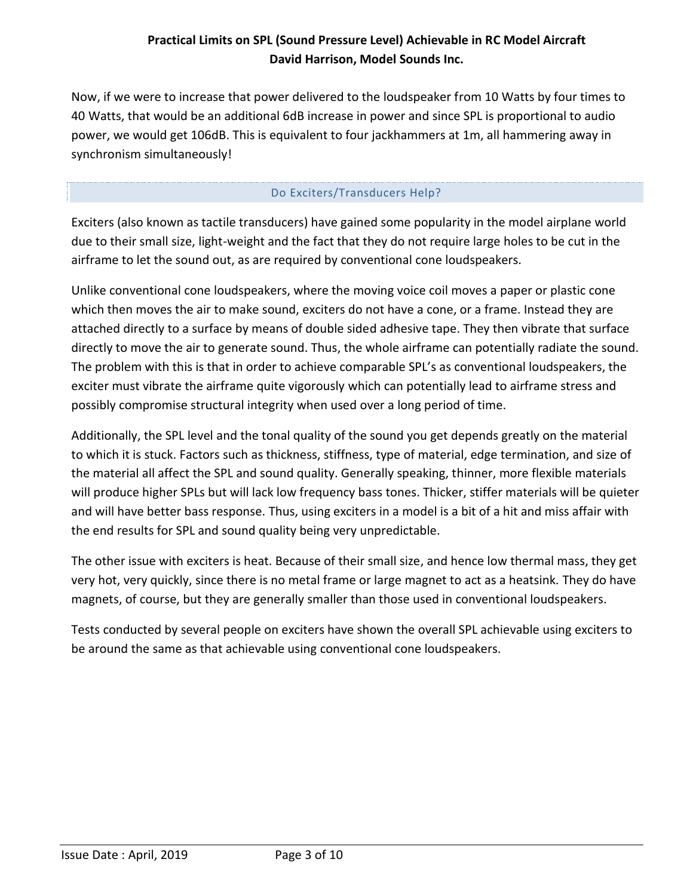Now, if we were to increase that power delivered to the loudspeaker from 10 Watts by four times to 40 Watts, that would be an additional 6dB increase in power and since SPL is proportional to audio power, we would get 106dB. This is equivalent to four jackhammers at 1m, all hammering away in synchronism simultaneously!

## Do Exciters/Transducers Help?

Exciters (also known as tactile transducers) have gained some popularity in the model airplane world due to their small size, light-weight and the fact that they do not require large holes to be cut in the airframe to let the sound out, as are required by conventional cone loudspeakers.

Unlike conventional cone loudspeakers, where the moving voice coil moves a paper or plastic cone which then moves the air to make sound, exciters do not have a cone, or a frame. Instead they are attached directly to a surface by means of double sided adhesive tape. They then vibrate that surface directly to move the air to generate sound. Thus, the whole airframe can potentially radiate the sound. The problem with this is that in order to achieve comparable SPL's as conventional loudspeakers, the exciter must vibrate the airframe quite vigorously which can potentially lead to airframe stress and possibly compromise structural integrity when used over a long period of time.

Additionally, the SPL level and the tonal quality of the sound you get depends greatly on the material to which it is stuck. Factors such as thickness, stiffness, type of material, edge termination, and size of the material all affect the SPL and sound quality. Generally speaking, thinner, more flexible materials will produce higher SPLs but will lack low frequency bass tones. Thicker, stiffer materials will be quieter and will have better bass response. Thus, using exciters in a model is a bit of a hit and miss affair with the end results for SPL and sound quality being very unpredictable.

The other issue with exciters is heat. Because of their small size, and hence low thermal mass, they get very hot, very quickly, since there is no metal frame or large magnet to act as a heatsink. They do have magnets, of course, but they are generally smaller than those used in conventional loudspeakers.

Tests conducted by several people on exciters have shown the overall SPL achievable using exciters to be around the same as that achievable using conventional cone loudspeakers.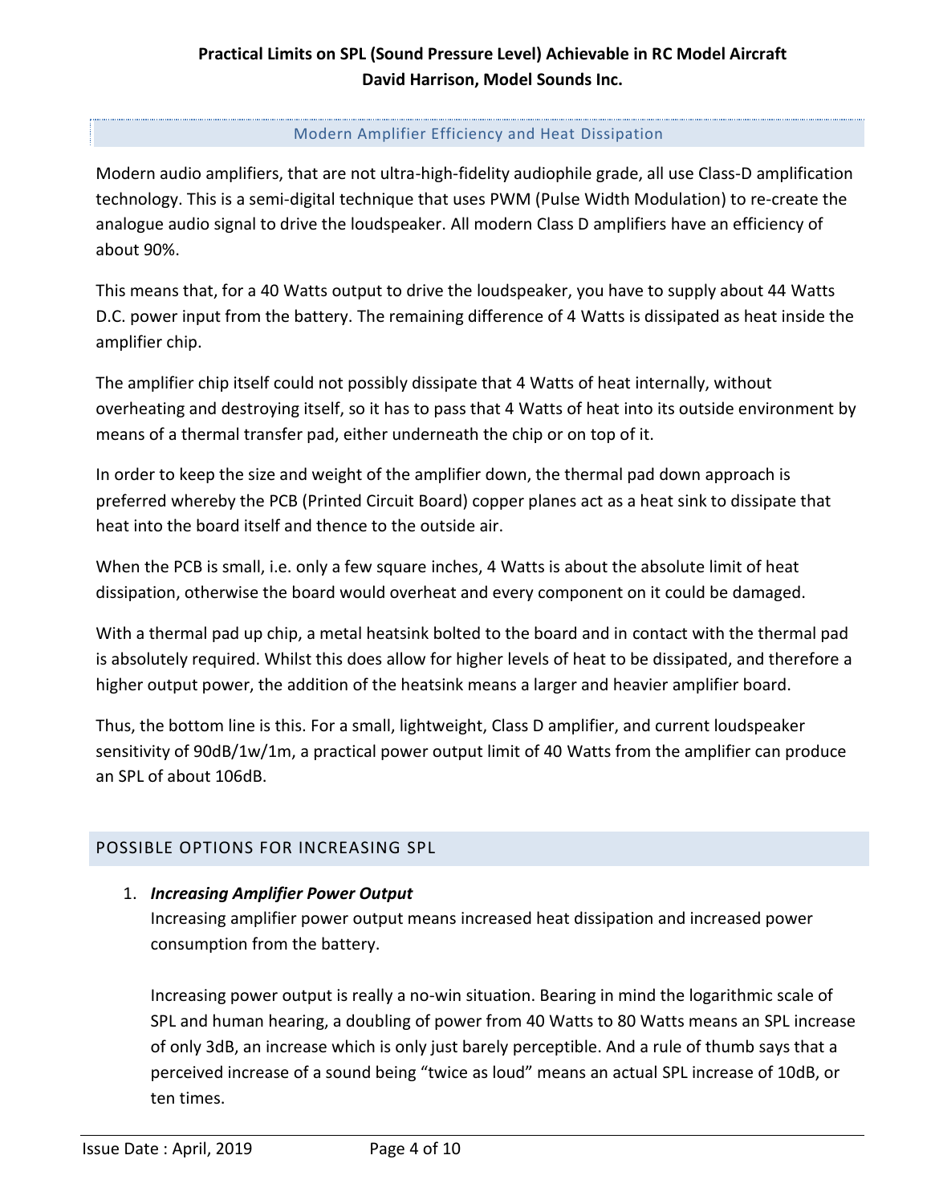### Modern Amplifier Efficiency and Heat Dissipation

Modern audio amplifiers, that are not ultra-high-fidelity audiophile grade, all use Class-D amplification technology. This is a semi-digital technique that uses PWM (Pulse Width Modulation) to re-create the analogue audio signal to drive the loudspeaker. All modern Class D amplifiers have an efficiency of about 90%.

This means that, for a 40 Watts output to drive the loudspeaker, you have to supply about 44 Watts D.C. power input from the battery. The remaining difference of 4 Watts is dissipated as heat inside the amplifier chip.

The amplifier chip itself could not possibly dissipate that 4 Watts of heat internally, without overheating and destroying itself, so it has to pass that 4 Watts of heat into its outside environment by means of a thermal transfer pad, either underneath the chip or on top of it.

In order to keep the size and weight of the amplifier down, the thermal pad down approach is preferred whereby the PCB (Printed Circuit Board) copper planes act as a heat sink to dissipate that heat into the board itself and thence to the outside air.

When the PCB is small, i.e. only a few square inches, 4 Watts is about the absolute limit of heat dissipation, otherwise the board would overheat and every component on it could be damaged.

With a thermal pad up chip, a metal heatsink bolted to the board and in contact with the thermal pad is absolutely required. Whilst this does allow for higher levels of heat to be dissipated, and therefore a higher output power, the addition of the heatsink means a larger and heavier amplifier board.

Thus, the bottom line is this. For a small, lightweight, Class D amplifier, and current loudspeaker sensitivity of 90dB/1w/1m, a practical power output limit of 40 Watts from the amplifier can produce an SPL of about 106dB.

## POSSIBLE OPTIONS FOR INCREASING SPL

1. ***Increasing Amplifier Power Output***
   Increasing amplifier power output means increased heat dissipation and increased power consumption from the battery.

   Increasing power output is really a no-win situation. Bearing in mind the logarithmic scale of SPL and human hearing, a doubling of power from 40 Watts to 80 Watts means an SPL increase of only 3dB, an increase which is only just barely perceptible. And a rule of thumb says that a perceived increase of a sound being "twice as loud" means an actual SPL increase of 10dB, or ten times.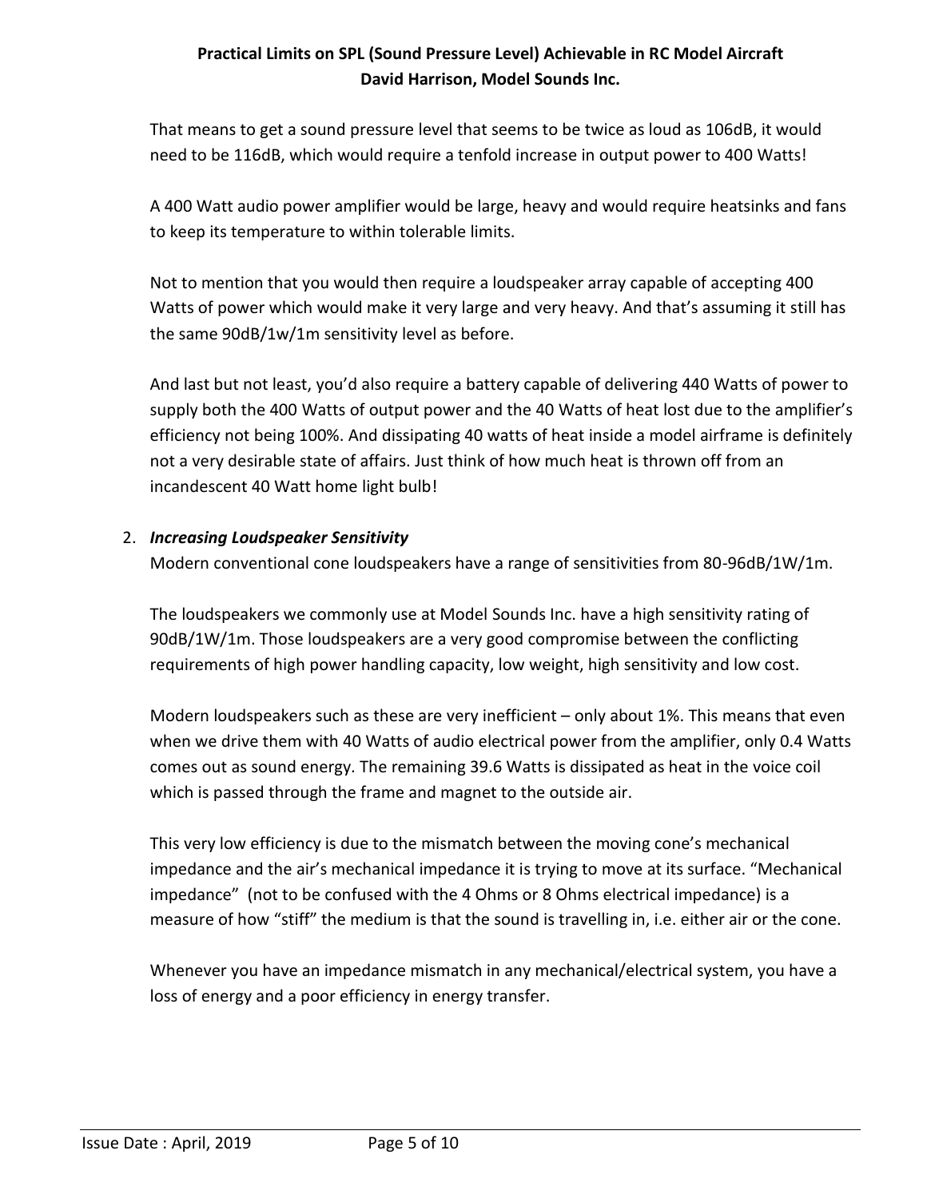That means to get a sound pressure level that seems to be twice as loud as 106dB, it would need to be 116dB, which would require a tenfold increase in output power to 400 Watts!

A 400 Watt audio power amplifier would be large, heavy and would require heatsinks and fans to keep its temperature to within tolerable limits.

Not to mention that you would then require a loudspeaker array capable of accepting 400 Watts of power which would make it very large and very heavy. And that's assuming it still has the same 90dB/1w/1m sensitivity level as before.

And last but not least, you'd also require a battery capable of delivering 440 Watts of power to supply both the 400 Watts of output power and the 40 Watts of heat lost due to the amplifier's efficiency not being 100%. And dissipating 40 watts of heat inside a model airframe is definitely not a very desirable state of affairs. Just think of how much heat is thrown off from an incandescent 40 Watt home light bulb!

2. ***Increasing Loudspeaker Sensitivity***

   Modern conventional cone loudspeakers have a range of sensitivities from 80-96dB/1W/1m.

   The loudspeakers we commonly use at Model Sounds Inc. have a high sensitivity rating of 90dB/1W/1m. Those loudspeakers are a very good compromise between the conflicting requirements of high power handling capacity, low weight, high sensitivity and low cost.

   Modern loudspeakers such as these are very inefficient – only about 1%. This means that even when we drive them with 40 Watts of audio electrical power from the amplifier, only 0.4 Watts comes out as sound energy. The remaining 39.6 Watts is dissipated as heat in the voice coil which is passed through the frame and magnet to the outside air.

   This very low efficiency is due to the mismatch between the moving cone's mechanical impedance and the air's mechanical impedance it is trying to move at its surface. "Mechanical impedance" (not to be confused with the 4 Ohms or 8 Ohms electrical impedance) is a measure of how "stiff" the medium is that the sound is travelling in, i.e. either air or the cone.

   Whenever you have an impedance mismatch in any mechanical/electrical system, you have a loss of energy and a poor efficiency in energy transfer.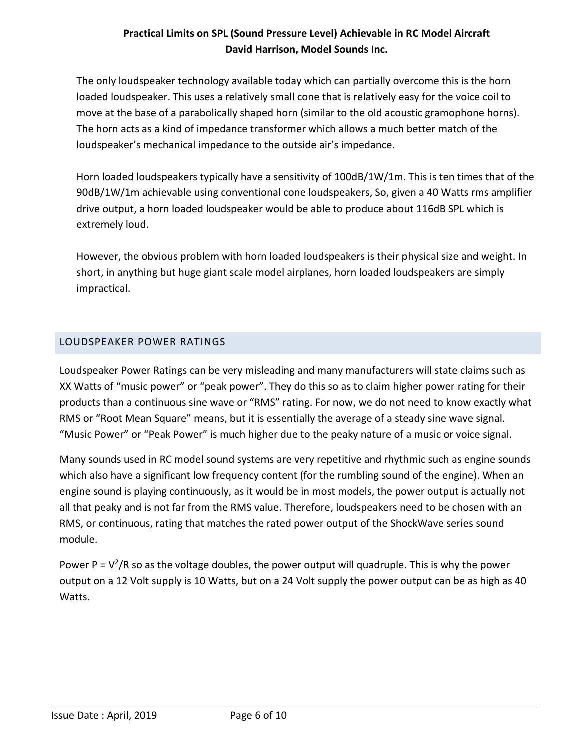The only loudspeaker technology available today which can partially overcome this is the horn loaded loudspeaker. This uses a relatively small cone that is relatively easy for the voice coil to move at the base of a parabolically shaped horn (similar to the old acoustic gramophone horns). The horn acts as a kind of impedance transformer which allows a much better match of the loudspeaker's mechanical impedance to the outside air's impedance.

Horn loaded loudspeakers typically have a sensitivity of 100dB/1W/1m. This is ten times that of the 90dB/1W/1m achievable using conventional cone loudspeakers, So, given a 40 Watts rms amplifier drive output, a horn loaded loudspeaker would be able to produce about 116dB SPL which is extremely loud.

However, the obvious problem with horn loaded loudspeakers is their physical size and weight. In short, in anything but huge giant scale model airplanes, horn loaded loudspeakers are simply impractical.

## LOUDSPEAKER POWER RATINGS

Loudspeaker Power Ratings can be very misleading and many manufacturers will state claims such as XX Watts of "music power" or "peak power". They do this so as to claim higher power rating for their products than a continuous sine wave or "RMS" rating. For now, we do not need to know exactly what RMS or "Root Mean Square" means, but it is essentially the average of a steady sine wave signal. "Music Power" or "Peak Power" is much higher due to the peaky nature of a music or voice signal.

Many sounds used in RC model sound systems are very repetitive and rhythmic such as engine sounds which also have a significant low frequency content (for the rumbling sound of the engine). When an engine sound is playing continuously, as it would be in most models, the power output is actually not all that peaky and is not far from the RMS value. Therefore, loudspeakers need to be chosen with an RMS, or continuous, rating that matches the rated power output of the ShockWave series sound module.

Power $P = V^2/R$ so as the voltage doubles, the power output will quadruple. This is why the power output on a 12 Volt supply is 10 Watts, but on a 24 Volt supply the power output can be as high as 40 Watts.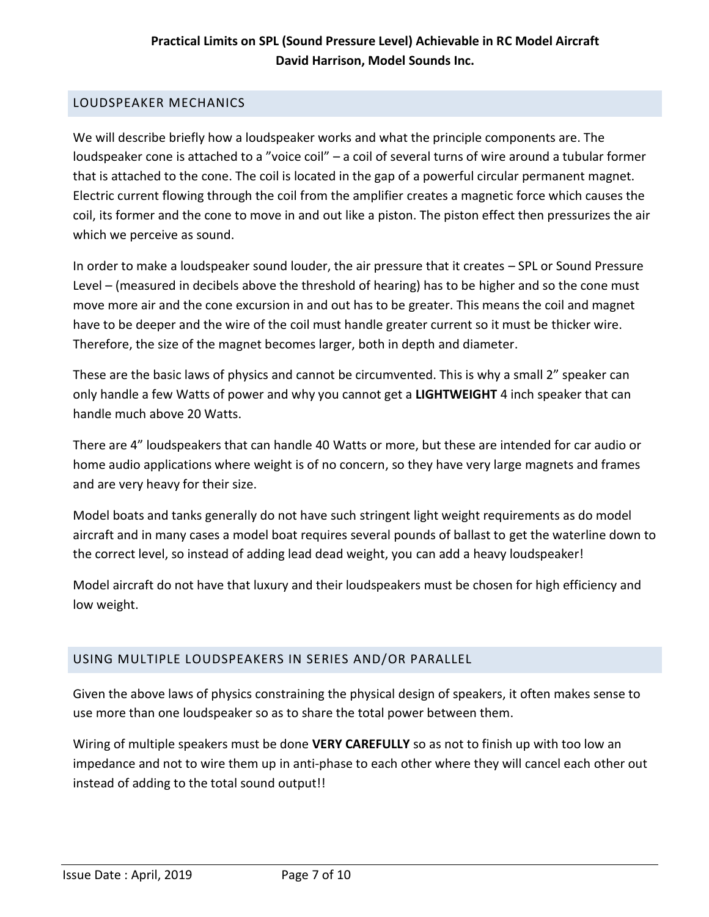## LOUDSPEAKER MECHANICS

We will describe briefly how a loudspeaker works and what the principle components are. The loudspeaker cone is attached to a "voice coil" – a coil of several turns of wire around a tubular former that is attached to the cone. The coil is located in the gap of a powerful circular permanent magnet. Electric current flowing through the coil from the amplifier creates a magnetic force which causes the coil, its former and the cone to move in and out like a piston. The piston effect then pressurizes the air which we perceive as sound.

In order to make a loudspeaker sound louder, the air pressure that it creates – SPL or Sound Pressure Level – (measured in decibels above the threshold of hearing) has to be higher and so the cone must move more air and the cone excursion in and out has to be greater. This means the coil and magnet have to be deeper and the wire of the coil must handle greater current so it must be thicker wire. Therefore, the size of the magnet becomes larger, both in depth and diameter.

These are the basic laws of physics and cannot be circumvented. This is why a small 2" speaker can only handle a few Watts of power and why you cannot get a **LIGHTWEIGHT** 4 inch speaker that can handle much above 20 Watts.

There are 4" loudspeakers that can handle 40 Watts or more, but these are intended for car audio or home audio applications where weight is of no concern, so they have very large magnets and frames and are very heavy for their size.

Model boats and tanks generally do not have such stringent light weight requirements as do model aircraft and in many cases a model boat requires several pounds of ballast to get the waterline down to the correct level, so instead of adding lead dead weight, you can add a heavy loudspeaker!

Model aircraft do not have that luxury and their loudspeakers must be chosen for high efficiency and low weight.

## USING MULTIPLE LOUDSPEAKERS IN SERIES AND/OR PARALLEL

Given the above laws of physics constraining the physical design of speakers, it often makes sense to use more than one loudspeaker so as to share the total power between them.

Wiring of multiple speakers must be done **VERY CAREFULLY** so as not to finish up with too low an impedance and not to wire them up in anti-phase to each other where they will cancel each other out instead of adding to the total sound output!!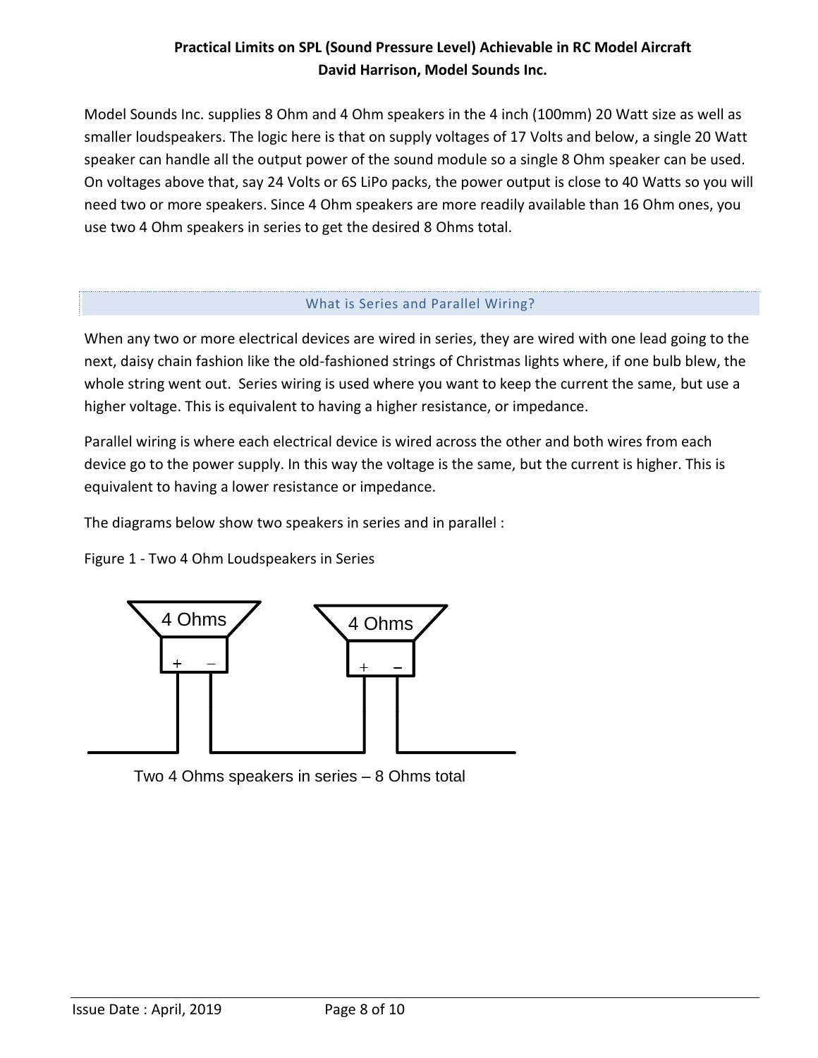**Practical Limits on SPL (Sound Pressure Level) Achievable in RC Model Aircraft**
**David Harrison, Model Sounds Inc.**

Model Sounds Inc. supplies 8 Ohm and 4 Ohm speakers in the 4 inch (100mm) 20 Watt size as well as smaller loudspeakers. The logic here is that on supply voltages of 17 Volts and below, a single 20 Watt speaker can handle all the output power of the sound module so a single 8 Ohm speaker can be used. On voltages above that, say 24 Volts or 6S LiPo packs, the power output is close to 40 Watts so you will need two or more speakers. Since 4 Ohm speakers are more readily available than 16 Ohm ones, you use two 4 Ohm speakers in series to get the desired 8 Ohms total.

## What is Series and Parallel Wiring?

When any two or more electrical devices are wired in series, they are wired with one lead going to the next, daisy chain fashion like the old-fashioned strings of Christmas lights where, if one bulb blew, the whole string went out. Series wiring is used where you want to keep the current the same, but use a higher voltage. This is equivalent to having a higher resistance, or impedance.

Parallel wiring is where each electrical device is wired across the other and both wires from each device go to the power supply. In this way the voltage is the same, but the current is higher. This is equivalent to having a lower resistance or impedance.

The diagrams below show two speakers in series and in parallel :

Figure 1 - Two 4 Ohm Loudspeakers in Series

4 Ohms
+ −
4 Ohms
+ −

Two 4 Ohms speakers in series – 8 Ohms total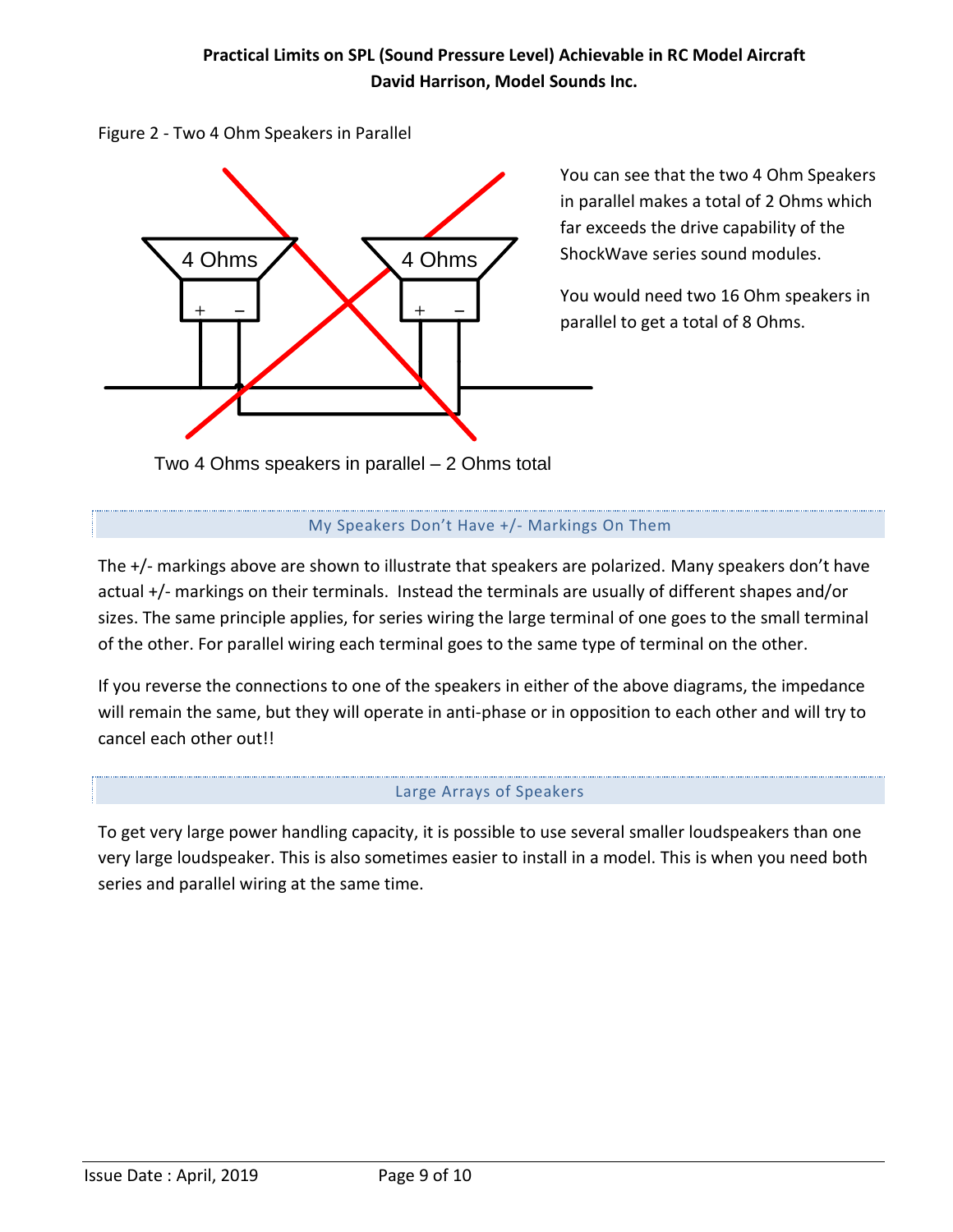Figure 2 - Two 4 Ohm Speakers in Parallel

4 Ohms

4 Ohms

Two 4 Ohms speakers in parallel – 2 Ohms total

You can see that the two 4 Ohm Speakers in parallel makes a total of 2 Ohms which far exceeds the drive capability of the ShockWave series sound modules.

You would need two 16 Ohm speakers in parallel to get a total of 8 Ohms.

## My Speakers Don't Have +/- Markings On Them

The +/- markings above are shown to illustrate that speakers are polarized. Many speakers don't have actual +/- markings on their terminals. Instead the terminals are usually of different shapes and/or sizes. The same principle applies, for series wiring the large terminal of one goes to the small terminal of the other. For parallel wiring each terminal goes to the same type of terminal on the other.

If you reverse the connections to one of the speakers in either of the above diagrams, the impedance will remain the same, but they will operate in anti-phase or in opposition to each other and will try to cancel each other out!!

## Large Arrays of Speakers

To get very large power handling capacity, it is possible to use several smaller loudspeakers than one very large loudspeaker. This is also sometimes easier to install in a model. This is when you need both series and parallel wiring at the same time.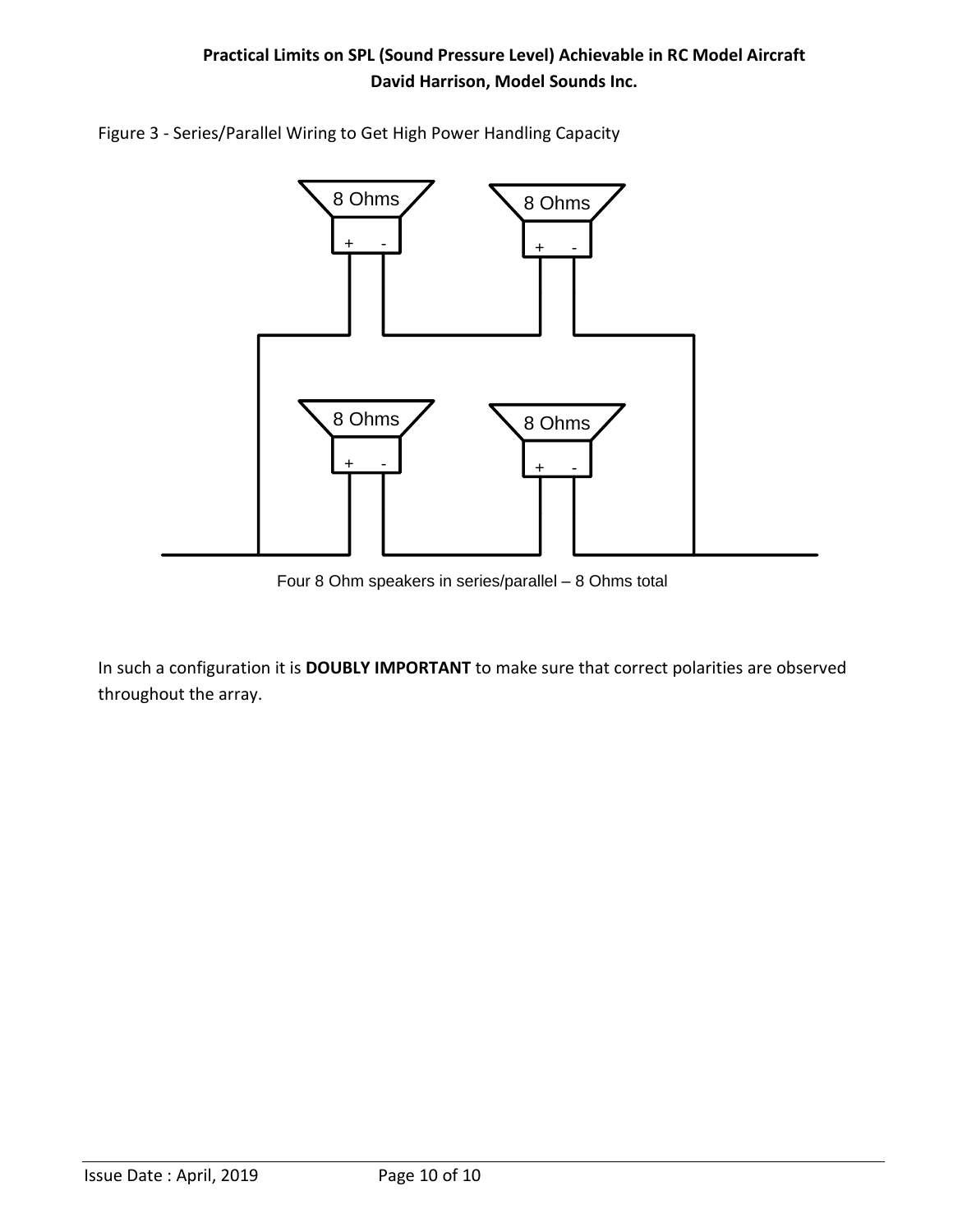Figure 3 - Series/Parallel Wiring to Get High Power Handling Capacity

8 Ohms

\+ -

8 Ohms

\+ -

8 Ohms

\+ -

8 Ohms

\+ -

Four 8 Ohm speakers in series/parallel – 8 Ohms total

In such a configuration it is **DOUBLY IMPORTANT** to make sure that correct polarities are observed throughout the array.